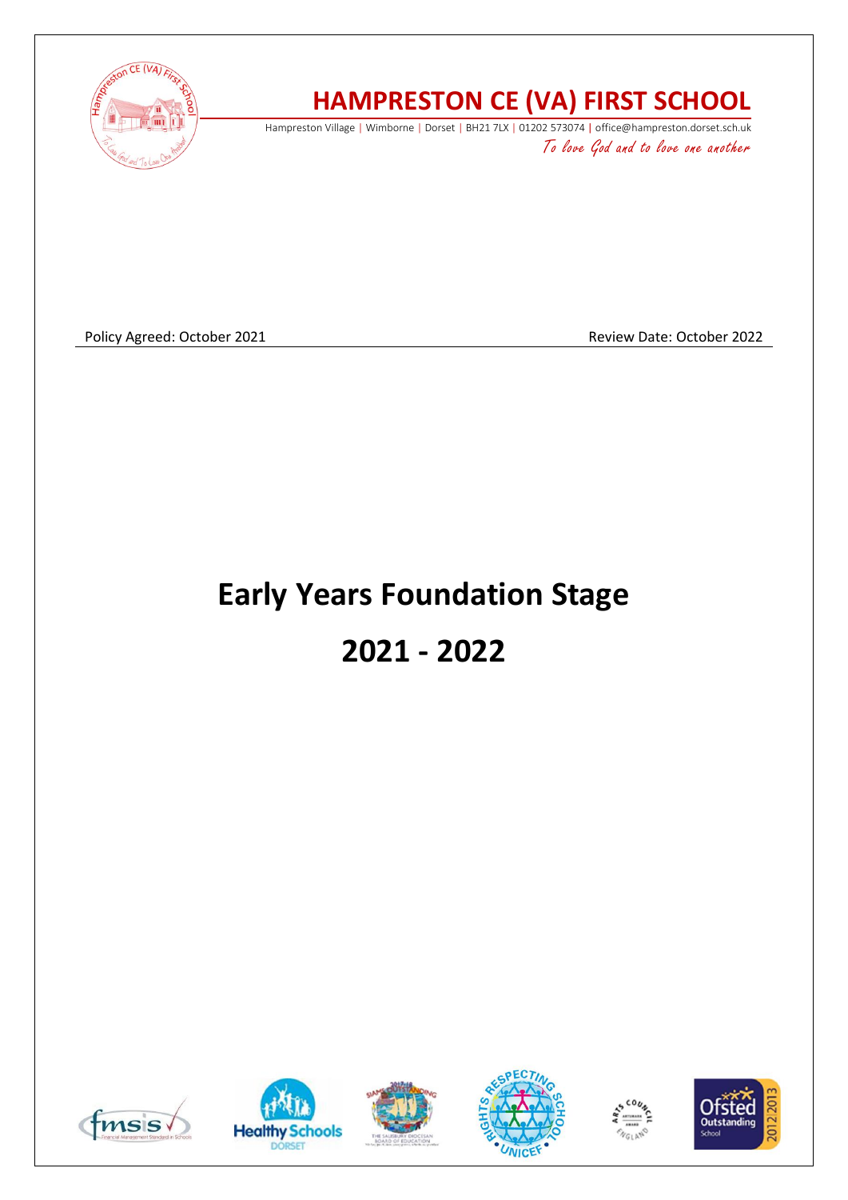# HAMPRESTON CE (VA) FIRST SCHOOL

Hampreston Village | Wimborne | Dorset | BH21 7LX | 01202 573074 | office@hampreston.dorset.sch.uk

*To love God and to love one another*

Policy Agreed: October 2021 Review Date: October 2022

# Early Years Foundation Stage

# 2021 - 2022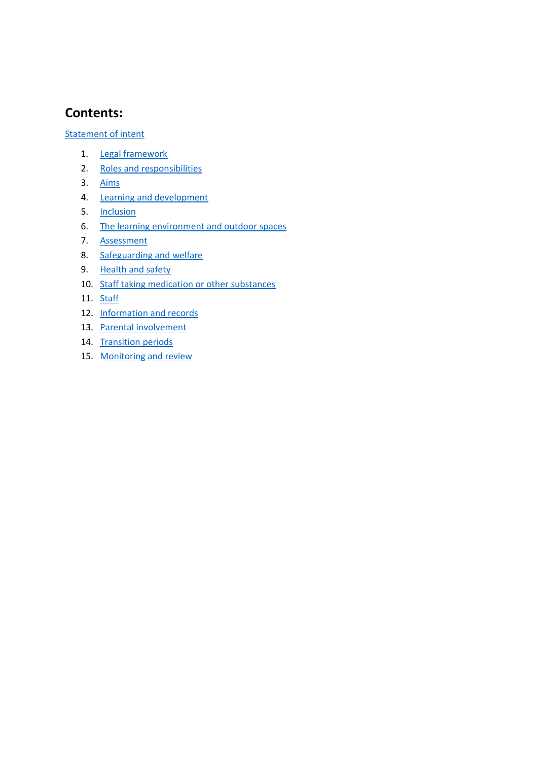# Contents:

Statement of intent

1. Legal framework
2. Roles and responsibilities
3. Aims
4. Learning and development
5. Inclusion
6. The learning environment and outdoor spaces
7. Assessment
8. Safeguarding and welfare
9. Health and safety
10. Staff taking medication or other substances
11. Staff
12. Information and records
13. Parental involvement
14. Transition periods
15. Monitoring and review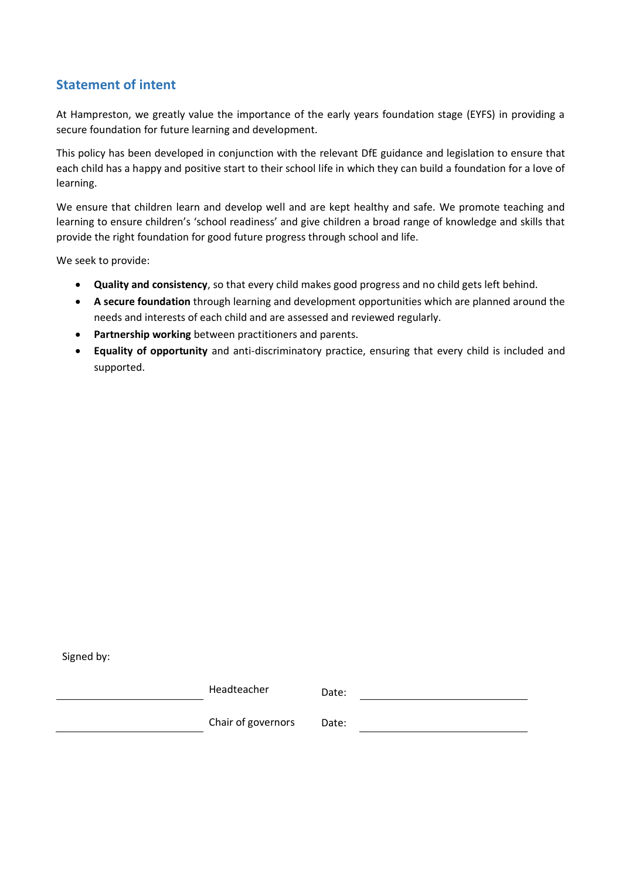## Statement of intent

At Hampreston, we greatly value the importance of the early years foundation stage (EYFS) in providing a secure foundation for future learning and development.

This policy has been developed in conjunction with the relevant DfE guidance and legislation to ensure that each child has a happy and positive start to their school life in which they can build a foundation for a love of learning.

We ensure that children learn and develop well and are kept healthy and safe. We promote teaching and learning to ensure children's 'school readiness' and give children a broad range of knowledge and skills that provide the right foundation for good future progress through school and life.

We seek to provide:

- **Quality and consistency**, so that every child makes good progress and no child gets left behind.
- **A secure foundation** through learning and development opportunities which are planned around the needs and interests of each child and are assessed and reviewed regularly.
- **Partnership working** between practitioners and parents.
- **Equality of opportunity** and anti-discriminatory practice, ensuring that every child is included and supported.

Signed by:

| | | | |
|---|---|---|---|
| ____________________ | Headteacher | Date: | ____________________ |
| ____________________ | Chair of governors | Date: | ____________________ |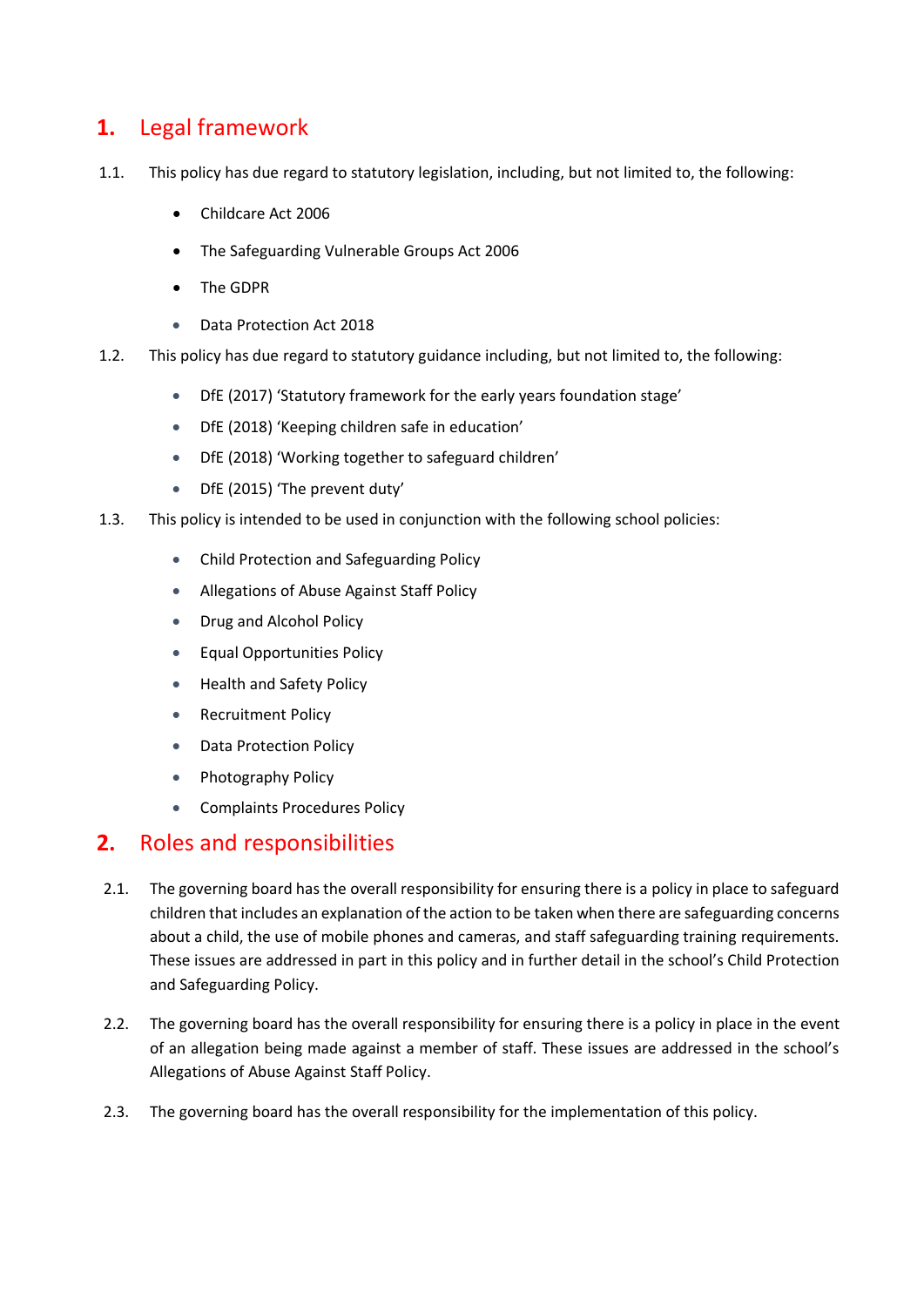## 1. Legal framework

1.1. This policy has due regard to statutory legislation, including, but not limited to, the following:

- Childcare Act 2006
- The Safeguarding Vulnerable Groups Act 2006
- The GDPR
- Data Protection Act 2018

1.2. This policy has due regard to statutory guidance including, but not limited to, the following:

- DfE (2017) 'Statutory framework for the early years foundation stage'
- DfE (2018) 'Keeping children safe in education'
- DfE (2018) 'Working together to safeguard children'
- DfE (2015) 'The prevent duty'

1.3. This policy is intended to be used in conjunction with the following school policies:

- Child Protection and Safeguarding Policy
- Allegations of Abuse Against Staff Policy
- Drug and Alcohol Policy
- Equal Opportunities Policy
- Health and Safety Policy
- Recruitment Policy
- Data Protection Policy
- Photography Policy
- Complaints Procedures Policy

## 2. Roles and responsibilities

2.1. The governing board has the overall responsibility for ensuring there is a policy in place to safeguard children that includes an explanation of the action to be taken when there are safeguarding concerns about a child, the use of mobile phones and cameras, and staff safeguarding training requirements. These issues are addressed in part in this policy and in further detail in the school's Child Protection and Safeguarding Policy.

2.2. The governing board has the overall responsibility for ensuring there is a policy in place in the event of an allegation being made against a member of staff. These issues are addressed in the school's Allegations of Abuse Against Staff Policy.

2.3. The governing board has the overall responsibility for the implementation of this policy.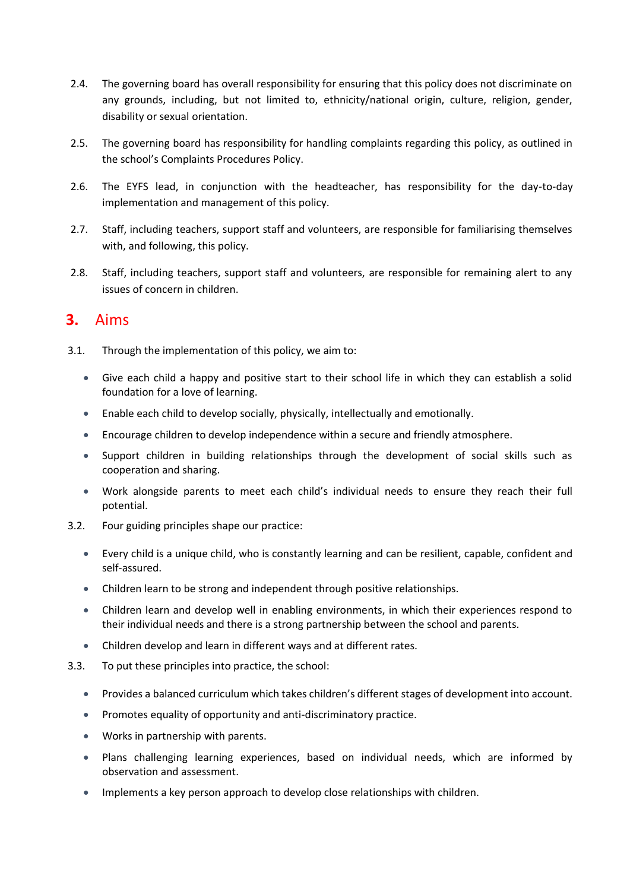2.4. The governing board has overall responsibility for ensuring that this policy does not discriminate on any grounds, including, but not limited to, ethnicity/national origin, culture, religion, gender, disability or sexual orientation.

2.5. The governing board has responsibility for handling complaints regarding this policy, as outlined in the school's Complaints Procedures Policy.

2.6. The EYFS lead, in conjunction with the headteacher, has responsibility for the day-to-day implementation and management of this policy.

2.7. Staff, including teachers, support staff and volunteers, are responsible for familiarising themselves with, and following, this policy.

2.8. Staff, including teachers, support staff and volunteers, are responsible for remaining alert to any issues of concern in children.

## 3. Aims

3.1. Through the implementation of this policy, we aim to:

- Give each child a happy and positive start to their school life in which they can establish a solid foundation for a love of learning.
- Enable each child to develop socially, physically, intellectually and emotionally.
- Encourage children to develop independence within a secure and friendly atmosphere.
- Support children in building relationships through the development of social skills such as cooperation and sharing.
- Work alongside parents to meet each child's individual needs to ensure they reach their full potential.

3.2. Four guiding principles shape our practice:

- Every child is a unique child, who is constantly learning and can be resilient, capable, confident and self-assured.
- Children learn to be strong and independent through positive relationships.
- Children learn and develop well in enabling environments, in which their experiences respond to their individual needs and there is a strong partnership between the school and parents.
- Children develop and learn in different ways and at different rates.

3.3. To put these principles into practice, the school:

- Provides a balanced curriculum which takes children's different stages of development into account.
- Promotes equality of opportunity and anti-discriminatory practice.
- Works in partnership with parents.
- Plans challenging learning experiences, based on individual needs, which are informed by observation and assessment.
- Implements a key person approach to develop close relationships with children.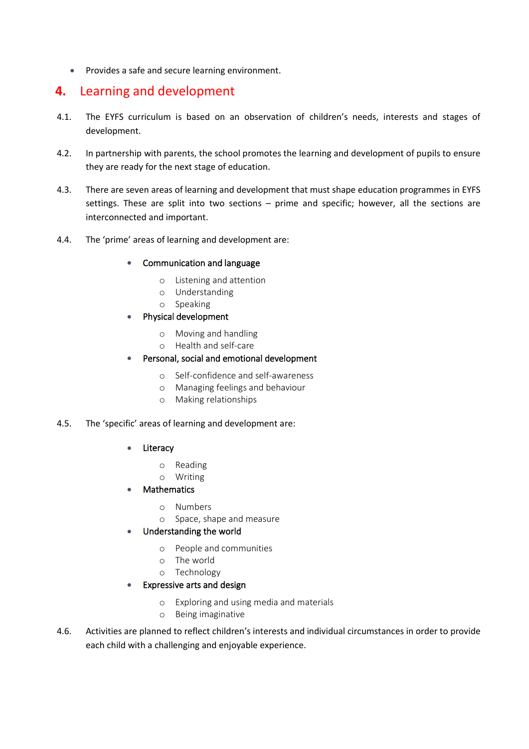- Provides a safe and secure learning environment.

## 4. Learning and development

4.1. The EYFS curriculum is based on an observation of children's needs, interests and stages of development.

4.2. In partnership with parents, the school promotes the learning and development of pupils to ensure they are ready for the next stage of education.

4.3. There are seven areas of learning and development that must shape education programmes in EYFS settings. These are split into two sections – prime and specific; however, all the sections are interconnected and important.

4.4. The 'prime' areas of learning and development are:

- Communication and language
  - Listening and attention
  - Understanding
  - Speaking
- Physical development
  - Moving and handling
  - Health and self-care
- Personal, social and emotional development
  - Self-confidence and self-awareness
  - Managing feelings and behaviour
  - Making relationships

4.5. The 'specific' areas of learning and development are:

- Literacy
  - Reading
  - Writing
- Mathematics
  - Numbers
  - Space, shape and measure
- Understanding the world
  - People and communities
  - The world
  - Technology
- Expressive arts and design
  - Exploring and using media and materials
  - Being imaginative

4.6. Activities are planned to reflect children's interests and individual circumstances in order to provide each child with a challenging and enjoyable experience.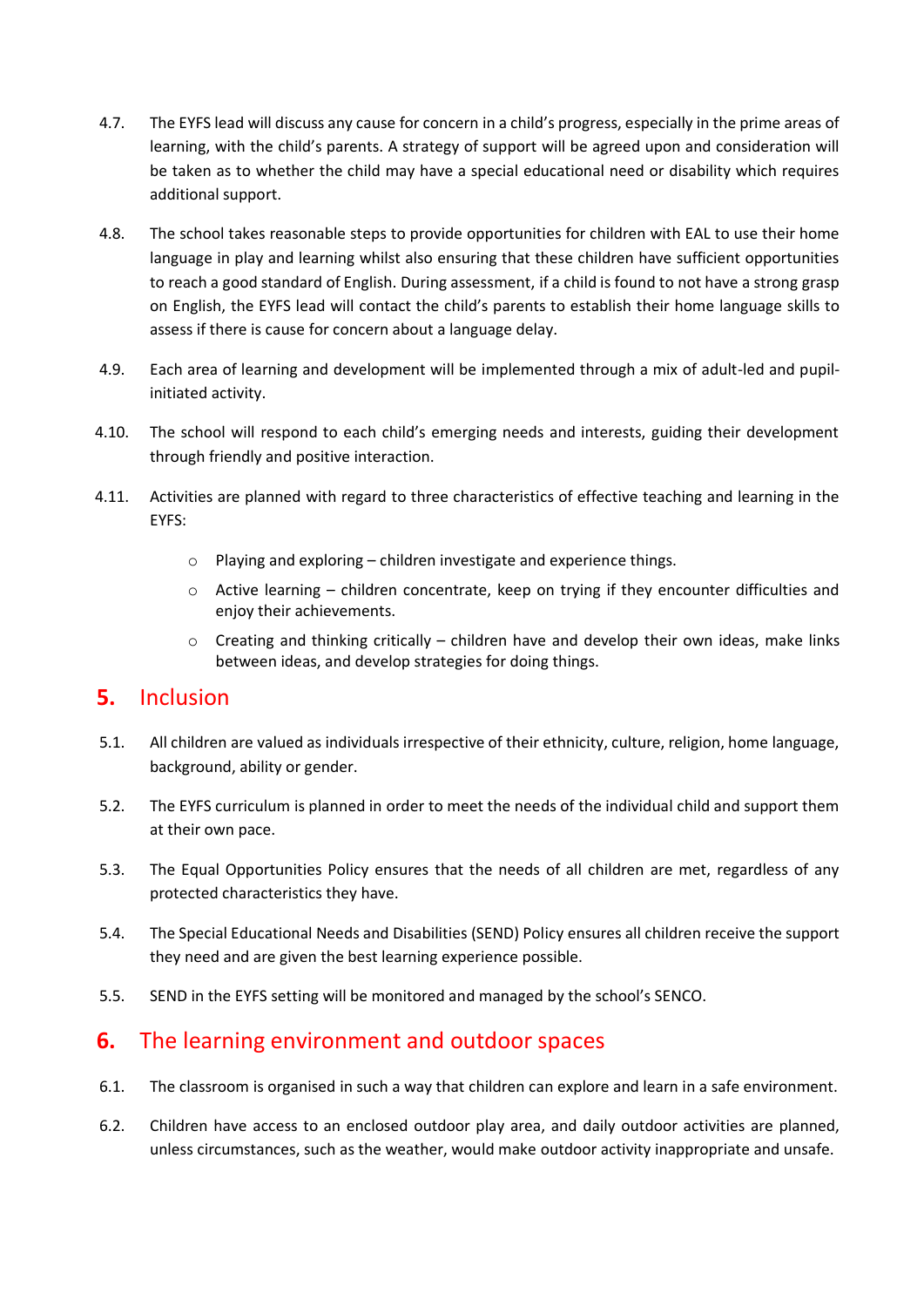4.7. The EYFS lead will discuss any cause for concern in a child's progress, especially in the prime areas of learning, with the child's parents. A strategy of support will be agreed upon and consideration will be taken as to whether the child may have a special educational need or disability which requires additional support.

4.8. The school takes reasonable steps to provide opportunities for children with EAL to use their home language in play and learning whilst also ensuring that these children have sufficient opportunities to reach a good standard of English. During assessment, if a child is found to not have a strong grasp on English, the EYFS lead will contact the child's parents to establish their home language skills to assess if there is cause for concern about a language delay.

4.9. Each area of learning and development will be implemented through a mix of adult-led and pupil-initiated activity.

4.10. The school will respond to each child's emerging needs and interests, guiding their development through friendly and positive interaction.

4.11. Activities are planned with regard to three characteristics of effective teaching and learning in the EYFS:

- Playing and exploring – children investigate and experience things.
- Active learning – children concentrate, keep on trying if they encounter difficulties and enjoy their achievements.
- Creating and thinking critically – children have and develop their own ideas, make links between ideas, and develop strategies for doing things.

## 5. Inclusion

5.1. All children are valued as individuals irrespective of their ethnicity, culture, religion, home language, background, ability or gender.

5.2. The EYFS curriculum is planned in order to meet the needs of the individual child and support them at their own pace.

5.3. The Equal Opportunities Policy ensures that the needs of all children are met, regardless of any protected characteristics they have.

5.4. The Special Educational Needs and Disabilities (SEND) Policy ensures all children receive the support they need and are given the best learning experience possible.

5.5. SEND in the EYFS setting will be monitored and managed by the school's SENCO.

## 6. The learning environment and outdoor spaces

6.1. The classroom is organised in such a way that children can explore and learn in a safe environment.

6.2. Children have access to an enclosed outdoor play area, and daily outdoor activities are planned, unless circumstances, such as the weather, would make outdoor activity inappropriate and unsafe.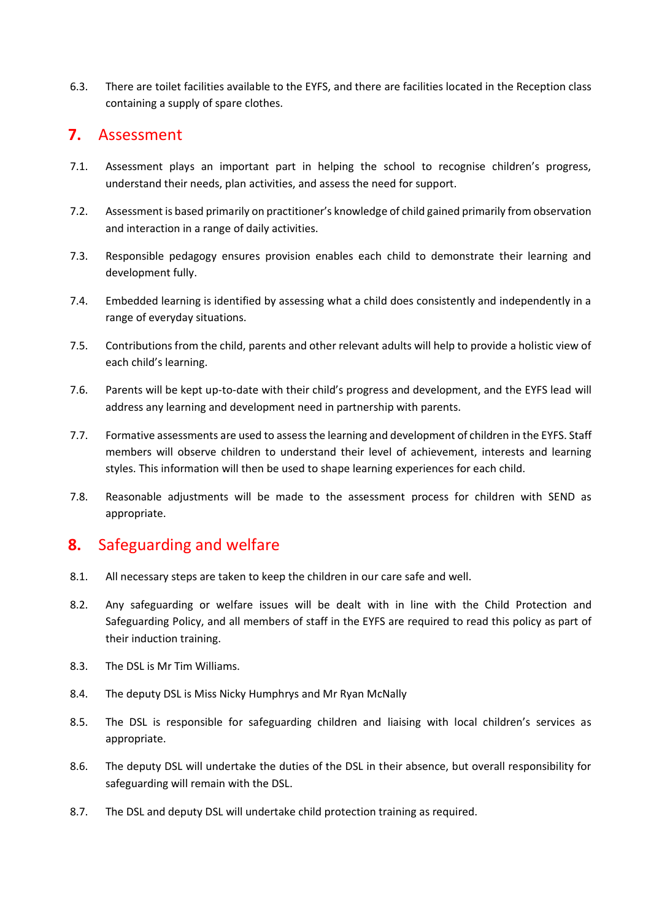6.3. There are toilet facilities available to the EYFS, and there are facilities located in the Reception class containing a supply of spare clothes.

## 7. Assessment

7.1. Assessment plays an important part in helping the school to recognise children's progress, understand their needs, plan activities, and assess the need for support.

7.2. Assessment is based primarily on practitioner's knowledge of child gained primarily from observation and interaction in a range of daily activities.

7.3. Responsible pedagogy ensures provision enables each child to demonstrate their learning and development fully.

7.4. Embedded learning is identified by assessing what a child does consistently and independently in a range of everyday situations.

7.5. Contributions from the child, parents and other relevant adults will help to provide a holistic view of each child's learning.

7.6. Parents will be kept up-to-date with their child's progress and development, and the EYFS lead will address any learning and development need in partnership with parents.

7.7. Formative assessments are used to assess the learning and development of children in the EYFS. Staff members will observe children to understand their level of achievement, interests and learning styles. This information will then be used to shape learning experiences for each child.

7.8. Reasonable adjustments will be made to the assessment process for children with SEND as appropriate.

## 8. Safeguarding and welfare

8.1. All necessary steps are taken to keep the children in our care safe and well.

8.2. Any safeguarding or welfare issues will be dealt with in line with the Child Protection and Safeguarding Policy, and all members of staff in the EYFS are required to read this policy as part of their induction training.

8.3. The DSL is Mr Tim Williams.

8.4. The deputy DSL is Miss Nicky Humphrys and Mr Ryan McNally

8.5. The DSL is responsible for safeguarding children and liaising with local children's services as appropriate.

8.6. The deputy DSL will undertake the duties of the DSL in their absence, but overall responsibility for safeguarding will remain with the DSL.

8.7. The DSL and deputy DSL will undertake child protection training as required.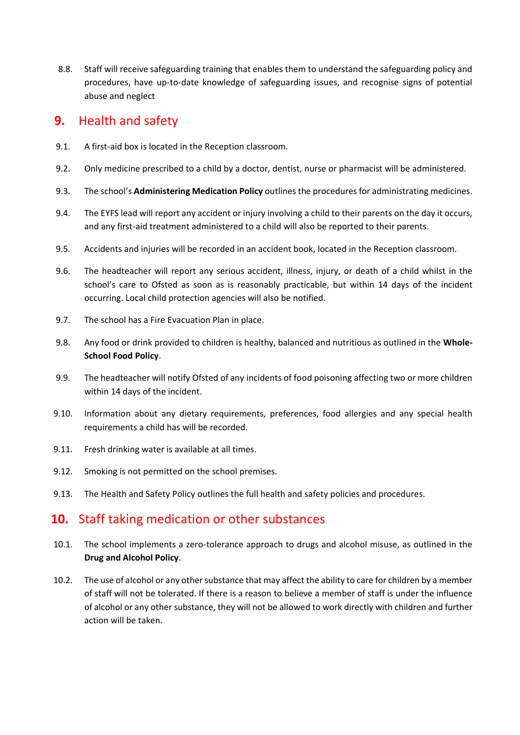8.8. Staff will receive safeguarding training that enables them to understand the safeguarding policy and procedures, have up-to-date knowledge of safeguarding issues, and recognise signs of potential abuse and neglect

## 9. Health and safety

9.1. A first-aid box is located in the Reception classroom.

9.2. Only medicine prescribed to a child by a doctor, dentist, nurse or pharmacist will be administered.

9.3. The school's **Administering Medication Policy** outlines the procedures for administrating medicines.

9.4. The EYFS lead will report any accident or injury involving a child to their parents on the day it occurs, and any first-aid treatment administered to a child will also be reported to their parents.

9.5. Accidents and injuries will be recorded in an accident book, located in the Reception classroom.

9.6. The headteacher will report any serious accident, illness, injury, or death of a child whilst in the school's care to Ofsted as soon as is reasonably practicable, but within 14 days of the incident occurring. Local child protection agencies will also be notified.

9.7. The school has a Fire Evacuation Plan in place.

9.8. Any food or drink provided to children is healthy, balanced and nutritious as outlined in the **Whole-School Food Policy**.

9.9. The headteacher will notify Ofsted of any incidents of food poisoning affecting two or more children within 14 days of the incident.

9.10. Information about any dietary requirements, preferences, food allergies and any special health requirements a child has will be recorded.

9.11. Fresh drinking water is available at all times.

9.12. Smoking is not permitted on the school premises.

9.13. The Health and Safety Policy outlines the full health and safety policies and procedures.

## 10. Staff taking medication or other substances

10.1. The school implements a zero-tolerance approach to drugs and alcohol misuse, as outlined in the **Drug and Alcohol Policy**.

10.2. The use of alcohol or any other substance that may affect the ability to care for children by a member of staff will not be tolerated. If there is a reason to believe a member of staff is under the influence of alcohol or any other substance, they will not be allowed to work directly with children and further action will be taken.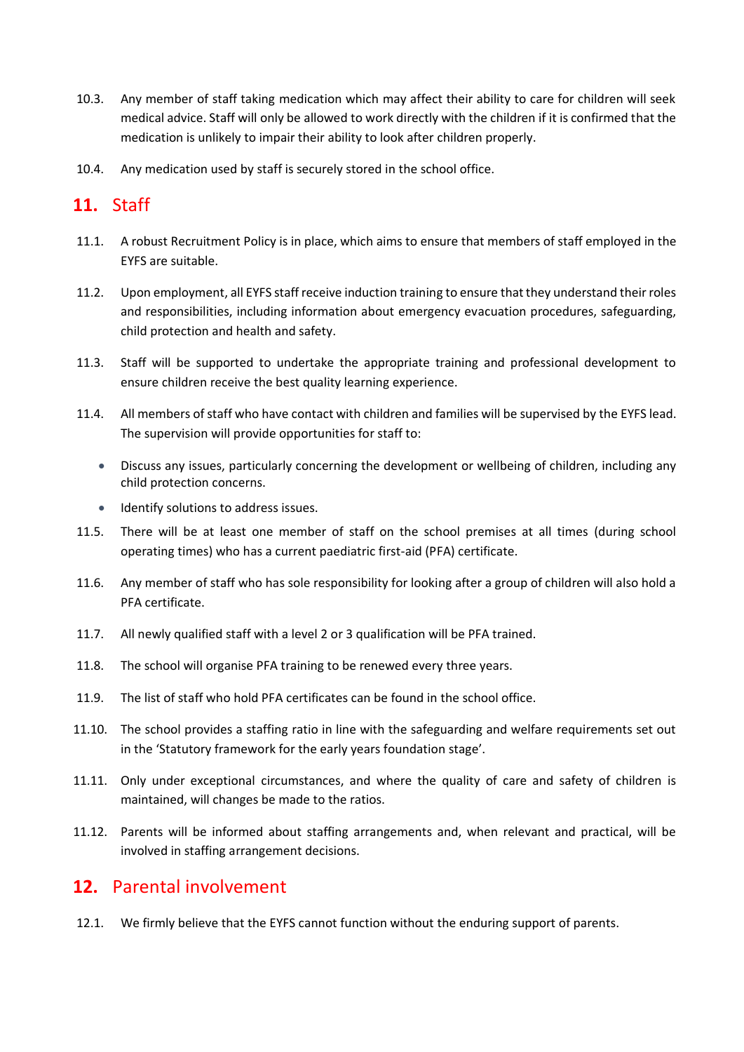10.3. Any member of staff taking medication which may affect their ability to care for children will seek medical advice. Staff will only be allowed to work directly with the children if it is confirmed that the medication is unlikely to impair their ability to look after children properly.

10.4. Any medication used by staff is securely stored in the school office.

## 11. Staff

11.1. A robust Recruitment Policy is in place, which aims to ensure that members of staff employed in the EYFS are suitable.

11.2. Upon employment, all EYFS staff receive induction training to ensure that they understand their roles and responsibilities, including information about emergency evacuation procedures, safeguarding, child protection and health and safety.

11.3. Staff will be supported to undertake the appropriate training and professional development to ensure children receive the best quality learning experience.

11.4. All members of staff who have contact with children and families will be supervised by the EYFS lead. The supervision will provide opportunities for staff to:

- Discuss any issues, particularly concerning the development or wellbeing of children, including any child protection concerns.
- Identify solutions to address issues.

11.5. There will be at least one member of staff on the school premises at all times (during school operating times) who has a current paediatric first-aid (PFA) certificate.

11.6. Any member of staff who has sole responsibility for looking after a group of children will also hold a PFA certificate.

11.7. All newly qualified staff with a level 2 or 3 qualification will be PFA trained.

11.8. The school will organise PFA training to be renewed every three years.

11.9. The list of staff who hold PFA certificates can be found in the school office.

11.10. The school provides a staffing ratio in line with the safeguarding and welfare requirements set out in the 'Statutory framework for the early years foundation stage'.

11.11. Only under exceptional circumstances, and where the quality of care and safety of children is maintained, will changes be made to the ratios.

11.12. Parents will be informed about staffing arrangements and, when relevant and practical, will be involved in staffing arrangement decisions.

## 12. Parental involvement

12.1. We firmly believe that the EYFS cannot function without the enduring support of parents.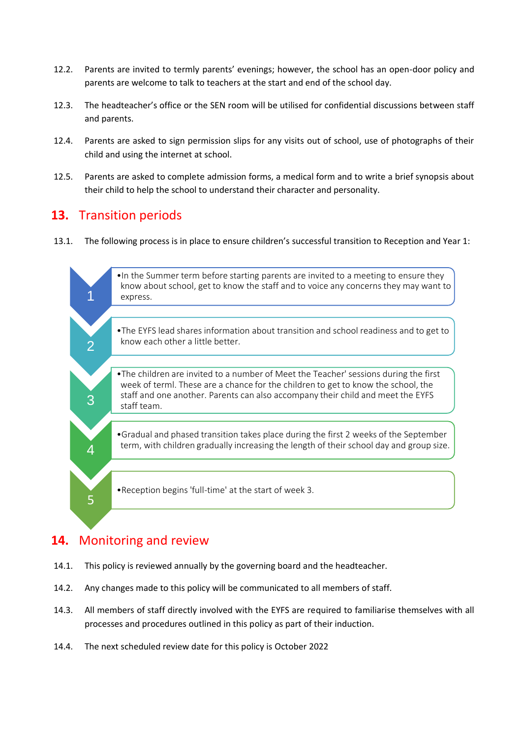12.2. Parents are invited to termly parents' evenings; however, the school has an open-door policy and parents are welcome to talk to teachers at the start and end of the school day.

12.3. The headteacher's office or the SEN room will be utilised for confidential discussions between staff and parents.

12.4. Parents are asked to sign permission slips for any visits out of school, use of photographs of their child and using the internet at school.

12.5. Parents are asked to complete admission forms, a medical form and to write a brief synopsis about their child to help the school to understand their character and personality.

## 13. Transition periods

13.1. The following process is in place to ensure children's successful transition to Reception and Year 1:

1. In the Summer term before starting parents are invited to a meeting to ensure they know about school, get to know the staff and to voice any concerns they may want to express.
2. The EYFS lead shares information about transition and school readiness and to get to know each other a little better.
3. The children are invited to a number of Meet the Teacher' sessions during the first week of terml. These are a chance for the children to get to know the school, the staff and one another. Parents can also accompany their child and meet the EYFS staff team.
4. Gradual and phased transition takes place during the first 2 weeks of the September term, with children gradually increasing the length of their school day and group size.
5. Reception begins 'full-time' at the start of week 3.

## 14. Monitoring and review

14.1. This policy is reviewed annually by the governing board and the headteacher.

14.2. Any changes made to this policy will be communicated to all members of staff.

14.3. All members of staff directly involved with the EYFS are required to familiarise themselves with all processes and procedures outlined in this policy as part of their induction.

14.4. The next scheduled review date for this policy is October 2022